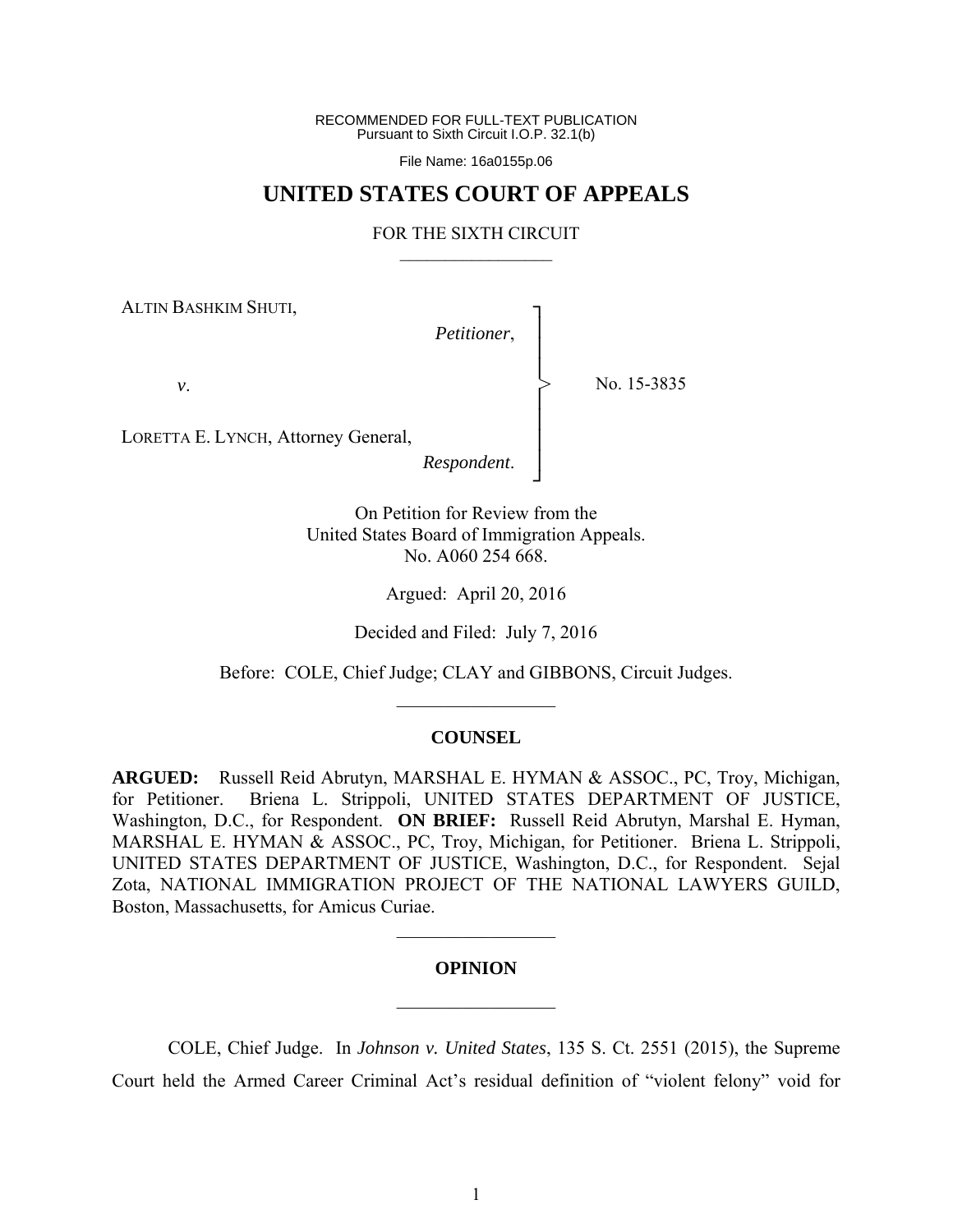RECOMMENDED FOR FULL-TEXT PUBLICATION
Pursuant to Sixth Circuit I.O.P. 32.1(b)

File Name: 16a0155p.06

# UNITED STATES COURT OF APPEALS

FOR THE SIXTH CIRCUIT

ALTIN BASHKIM SHUTI,

*Petitioner*,

*v*.

LORETTA E. LYNCH, Attorney General,

*Respondent*.

No. 15-3835

On Petition for Review from the
United States Board of Immigration Appeals.
No. A060 254 668.

Argued: April 20, 2016

Decided and Filed: July 7, 2016

Before: COLE, Chief Judge; CLAY and GIBBONS, Circuit Judges.

## COUNSEL

**ARGUED:** Russell Reid Abrutyn, MARSHAL E. HYMAN & ASSOC., PC, Troy, Michigan, for Petitioner. Briena L. Strippoli, UNITED STATES DEPARTMENT OF JUSTICE, Washington, D.C., for Respondent. **ON BRIEF:** Russell Reid Abrutyn, Marshal E. Hyman, MARSHAL E. HYMAN & ASSOC., PC, Troy, Michigan, for Petitioner. Briena L. Strippoli, UNITED STATES DEPARTMENT OF JUSTICE, Washington, D.C., for Respondent. Sejal Zota, NATIONAL IMMIGRATION PROJECT OF THE NATIONAL LAWYERS GUILD, Boston, Massachusetts, for Amicus Curiae.

## OPINION

COLE, Chief Judge. In *Johnson v. United States*, 135 S. Ct. 2551 (2015), the Supreme Court held the Armed Career Criminal Act's residual definition of "violent felony" void for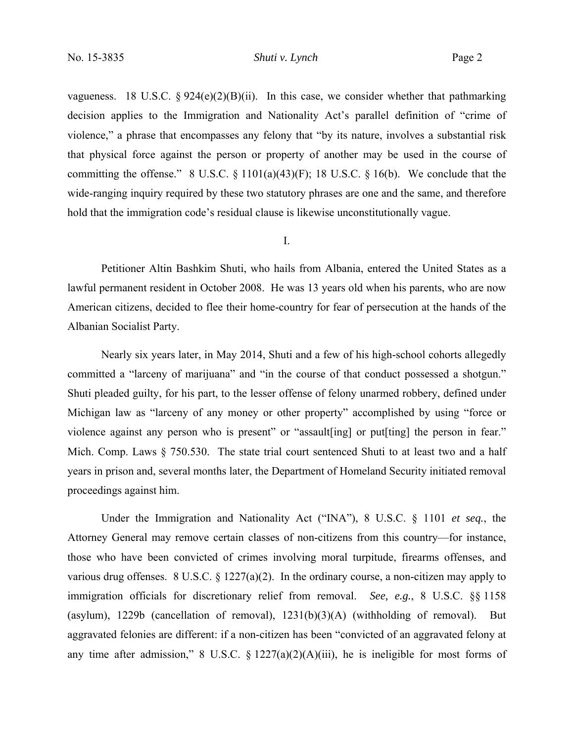vagueness. 18 U.S.C. § 924(e)(2)(B)(ii). In this case, we consider whether that pathmarking decision applies to the Immigration and Nationality Act's parallel definition of "crime of violence," a phrase that encompasses any felony that "by its nature, involves a substantial risk that physical force against the person or property of another may be used in the course of committing the offense." 8 U.S.C. § 1101(a)(43)(F); 18 U.S.C. § 16(b). We conclude that the wide-ranging inquiry required by these two statutory phrases are one and the same, and therefore hold that the immigration code's residual clause is likewise unconstitutionally vague.

## I.

Petitioner Altin Bashkim Shuti, who hails from Albania, entered the United States as a lawful permanent resident in October 2008. He was 13 years old when his parents, who are now American citizens, decided to flee their home-country for fear of persecution at the hands of the Albanian Socialist Party.

Nearly six years later, in May 2014, Shuti and a few of his high-school cohorts allegedly committed a "larceny of marijuana" and "in the course of that conduct possessed a shotgun." Shuti pleaded guilty, for his part, to the lesser offense of felony unarmed robbery, defined under Michigan law as "larceny of any money or other property" accomplished by using "force or violence against any person who is present" or "assault[ing] or put[ting] the person in fear." Mich. Comp. Laws § 750.530. The state trial court sentenced Shuti to at least two and a half years in prison and, several months later, the Department of Homeland Security initiated removal proceedings against him.

Under the Immigration and Nationality Act ("INA"), 8 U.S.C. § 1101 *et seq.*, the Attorney General may remove certain classes of non-citizens from this country—for instance, those who have been convicted of crimes involving moral turpitude, firearms offenses, and various drug offenses. 8 U.S.C. § 1227(a)(2). In the ordinary course, a non-citizen may apply to immigration officials for discretionary relief from removal. *See, e.g.*, 8 U.S.C. §§ 1158 (asylum), 1229b (cancellation of removal), 1231(b)(3)(A) (withholding of removal). But aggravated felonies are different: if a non-citizen has been "convicted of an aggravated felony at any time after admission," 8 U.S.C. § 1227(a)(2)(A)(iii), he is ineligible for most forms of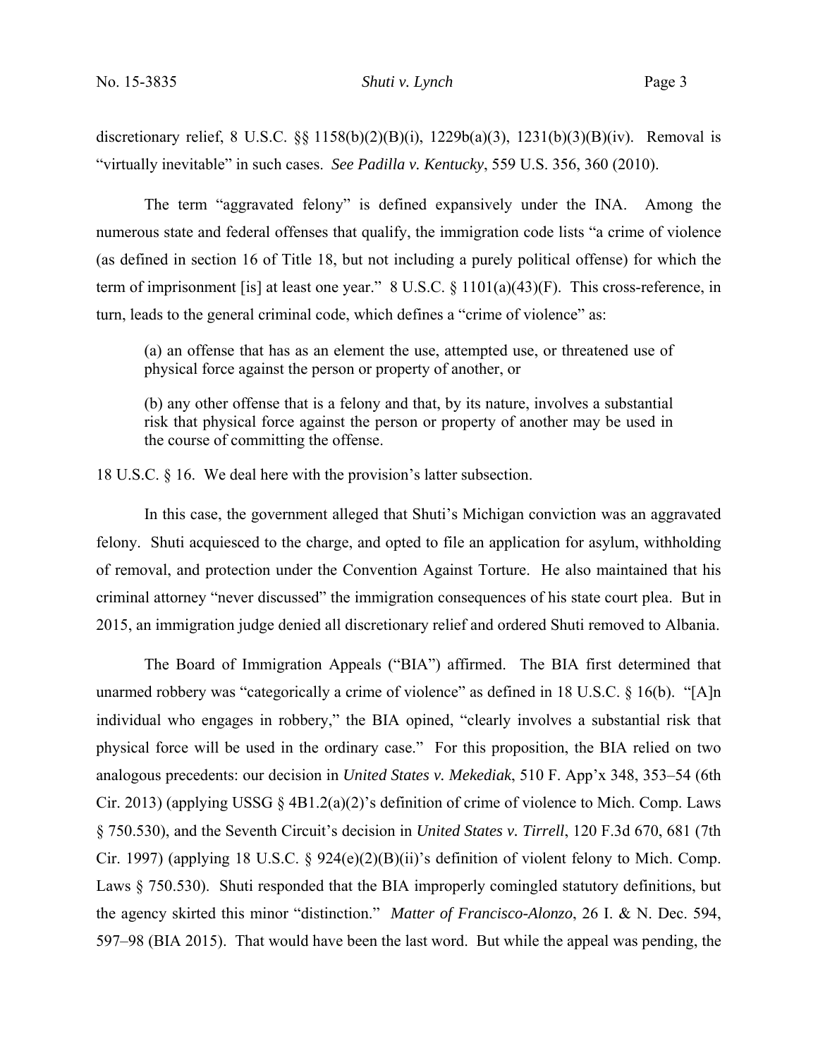discretionary relief, 8 U.S.C. §§ 1158(b)(2)(B)(i), 1229b(a)(3), 1231(b)(3)(B)(iv). Removal is "virtually inevitable" in such cases. *See Padilla v. Kentucky*, 559 U.S. 356, 360 (2010).

The term "aggravated felony" is defined expansively under the INA. Among the numerous state and federal offenses that qualify, the immigration code lists "a crime of violence (as defined in section 16 of Title 18, but not including a purely political offense) for which the term of imprisonment [is] at least one year." 8 U.S.C. § 1101(a)(43)(F). This cross-reference, in turn, leads to the general criminal code, which defines a "crime of violence" as:

> (a) an offense that has as an element the use, attempted use, or threatened use of physical force against the person or property of another, or
>
> (b) any other offense that is a felony and that, by its nature, involves a substantial risk that physical force against the person or property of another may be used in the course of committing the offense.

18 U.S.C. § 16. We deal here with the provision's latter subsection.

In this case, the government alleged that Shuti's Michigan conviction was an aggravated felony. Shuti acquiesced to the charge, and opted to file an application for asylum, withholding of removal, and protection under the Convention Against Torture. He also maintained that his criminal attorney "never discussed" the immigration consequences of his state court plea. But in 2015, an immigration judge denied all discretionary relief and ordered Shuti removed to Albania.

The Board of Immigration Appeals ("BIA") affirmed. The BIA first determined that unarmed robbery was "categorically a crime of violence" as defined in 18 U.S.C. § 16(b). "[A]n individual who engages in robbery," the BIA opined, "clearly involves a substantial risk that physical force will be used in the ordinary case." For this proposition, the BIA relied on two analogous precedents: our decision in *United States v. Mekediak*, 510 F. App'x 348, 353–54 (6th Cir. 2013) (applying USSG § 4B1.2(a)(2)'s definition of crime of violence to Mich. Comp. Laws § 750.530), and the Seventh Circuit's decision in *United States v. Tirrell*, 120 F.3d 670, 681 (7th Cir. 1997) (applying 18 U.S.C. § 924(e)(2)(B)(ii)'s definition of violent felony to Mich. Comp. Laws § 750.530). Shuti responded that the BIA improperly comingled statutory definitions, but the agency skirted this minor "distinction." *Matter of Francisco-Alonzo*, 26 I. & N. Dec. 594, 597–98 (BIA 2015). That would have been the last word. But while the appeal was pending, the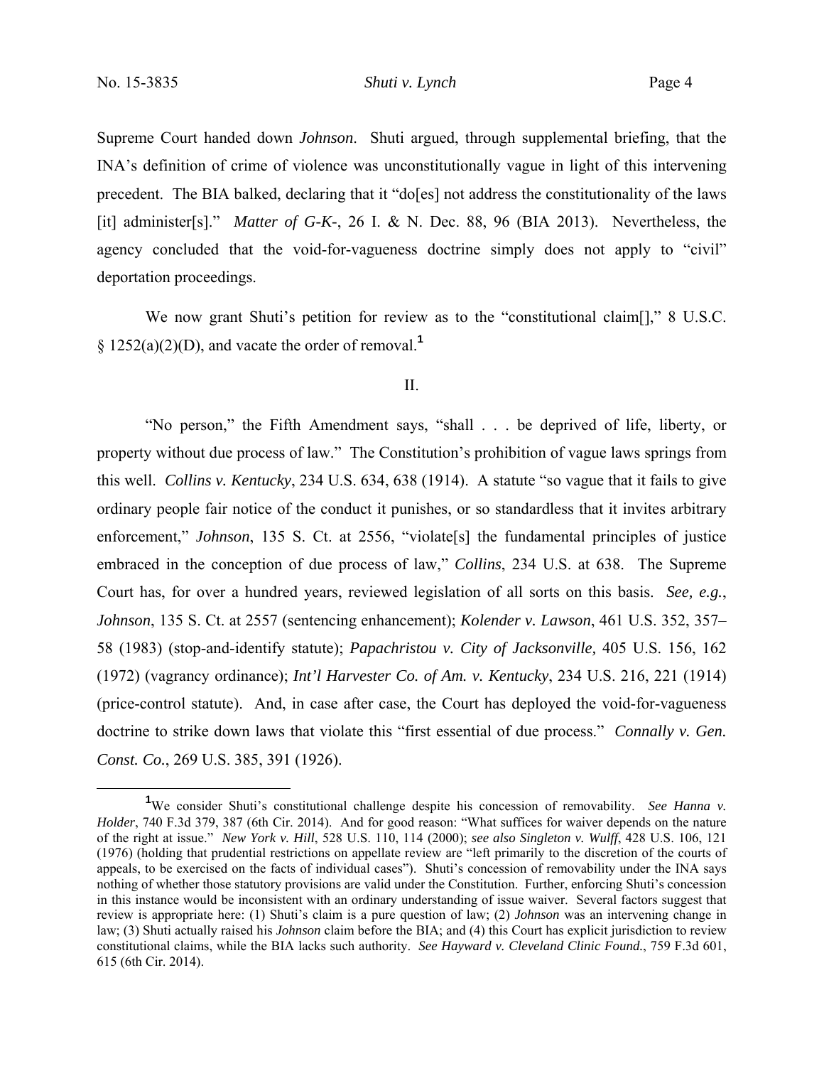Supreme Court handed down *Johnson*. Shuti argued, through supplemental briefing, that the INA's definition of crime of violence was unconstitutionally vague in light of this intervening precedent. The BIA balked, declaring that it "do[es] not address the constitutionality of the laws [it] administer[s]." *Matter of G-K-*, 26 I. & N. Dec. 88, 96 (BIA 2013). Nevertheless, the agency concluded that the void-for-vagueness doctrine simply does not apply to "civil" deportation proceedings.

We now grant Shuti's petition for review as to the "constitutional claim[]," 8 U.S.C. § 1252(a)(2)(D), and vacate the order of removal.[1]

II.

"No person," the Fifth Amendment says, "shall . . . be deprived of life, liberty, or property without due process of law." The Constitution's prohibition of vague laws springs from this well. *Collins v. Kentucky*, 234 U.S. 634, 638 (1914). A statute "so vague that it fails to give ordinary people fair notice of the conduct it punishes, or so standardless that it invites arbitrary enforcement," *Johnson*, 135 S. Ct. at 2556, "violate[s] the fundamental principles of justice embraced in the conception of due process of law," *Collins*, 234 U.S. at 638. The Supreme Court has, for over a hundred years, reviewed legislation of all sorts on this basis. *See, e.g.*, *Johnson*, 135 S. Ct. at 2557 (sentencing enhancement); *Kolender v. Lawson*, 461 U.S. 352, 357–58 (1983) (stop-and-identify statute); *Papachristou v. City of Jacksonville,* 405 U.S. 156, 162 (1972) (vagrancy ordinance); *Int'l Harvester Co. of Am. v. Kentucky*, 234 U.S. 216, 221 (1914) (price-control statute). And, in case after case, the Court has deployed the void-for-vagueness doctrine to strike down laws that violate this "first essential of due process." *Connally v. Gen. Const. Co.*, 269 U.S. 385, 391 (1926).

[1] We consider Shuti's constitutional challenge despite his concession of removability. *See Hanna v. Holder*, 740 F.3d 379, 387 (6th Cir. 2014). And for good reason: "What suffices for waiver depends on the nature of the right at issue." *New York v. Hill*, 528 U.S. 110, 114 (2000); *see also Singleton v. Wulff*, 428 U.S. 106, 121 (1976) (holding that prudential restrictions on appellate review are "left primarily to the discretion of the courts of appeals, to be exercised on the facts of individual cases"). Shuti's concession of removability under the INA says nothing of whether those statutory provisions are valid under the Constitution. Further, enforcing Shuti's concession in this instance would be inconsistent with an ordinary understanding of issue waiver. Several factors suggest that review is appropriate here: (1) Shuti's claim is a pure question of law; (2) *Johnson* was an intervening change in law; (3) Shuti actually raised his *Johnson* claim before the BIA; and (4) this Court has explicit jurisdiction to review constitutional claims, while the BIA lacks such authority. *See Hayward v. Cleveland Clinic Found.*, 759 F.3d 601, 615 (6th Cir. 2014).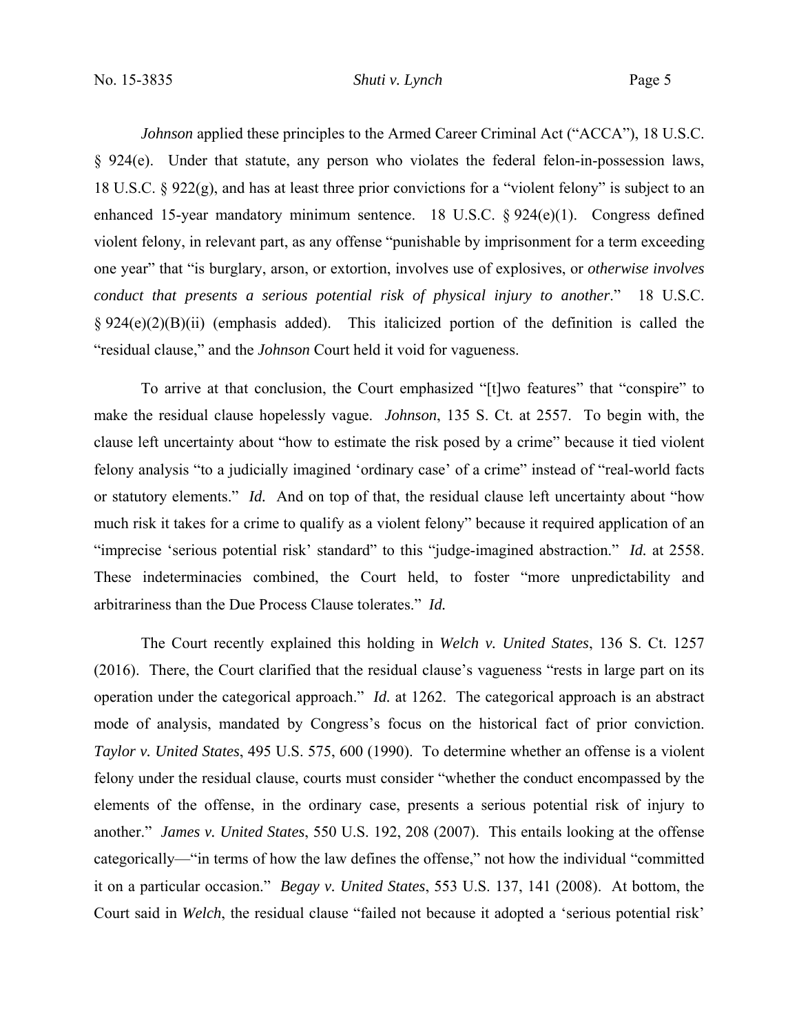*Johnson* applied these principles to the Armed Career Criminal Act ("ACCA"), 18 U.S.C. § 924(e). Under that statute, any person who violates the federal felon-in-possession laws, 18 U.S.C. § 922(g), and has at least three prior convictions for a "violent felony" is subject to an enhanced 15-year mandatory minimum sentence. 18 U.S.C. § 924(e)(1). Congress defined violent felony, in relevant part, as any offense "punishable by imprisonment for a term exceeding one year" that "is burglary, arson, or extortion, involves use of explosives, or *otherwise involves conduct that presents a serious potential risk of physical injury to another*." 18 U.S.C. § 924(e)(2)(B)(ii) (emphasis added). This italicized portion of the definition is called the "residual clause," and the *Johnson* Court held it void for vagueness.

To arrive at that conclusion, the Court emphasized "[t]wo features" that "conspire" to make the residual clause hopelessly vague. *Johnson*, 135 S. Ct. at 2557. To begin with, the clause left uncertainty about "how to estimate the risk posed by a crime" because it tied violent felony analysis "to a judicially imagined 'ordinary case' of a crime" instead of "real-world facts or statutory elements." *Id.* And on top of that, the residual clause left uncertainty about "how much risk it takes for a crime to qualify as a violent felony" because it required application of an "imprecise 'serious potential risk' standard" to this "judge-imagined abstraction." *Id.* at 2558. These indeterminacies combined, the Court held, to foster "more unpredictability and arbitrariness than the Due Process Clause tolerates." *Id.*

The Court recently explained this holding in *Welch v. United States*, 136 S. Ct. 1257 (2016). There, the Court clarified that the residual clause's vagueness "rests in large part on its operation under the categorical approach." *Id.* at 1262. The categorical approach is an abstract mode of analysis, mandated by Congress's focus on the historical fact of prior conviction. *Taylor v. United States*, 495 U.S. 575, 600 (1990). To determine whether an offense is a violent felony under the residual clause, courts must consider "whether the conduct encompassed by the elements of the offense, in the ordinary case, presents a serious potential risk of injury to another." *James v. United States*, 550 U.S. 192, 208 (2007). This entails looking at the offense categorically—"in terms of how the law defines the offense," not how the individual "committed it on a particular occasion." *Begay v. United States*, 553 U.S. 137, 141 (2008). At bottom, the Court said in *Welch*, the residual clause "failed not because it adopted a 'serious potential risk'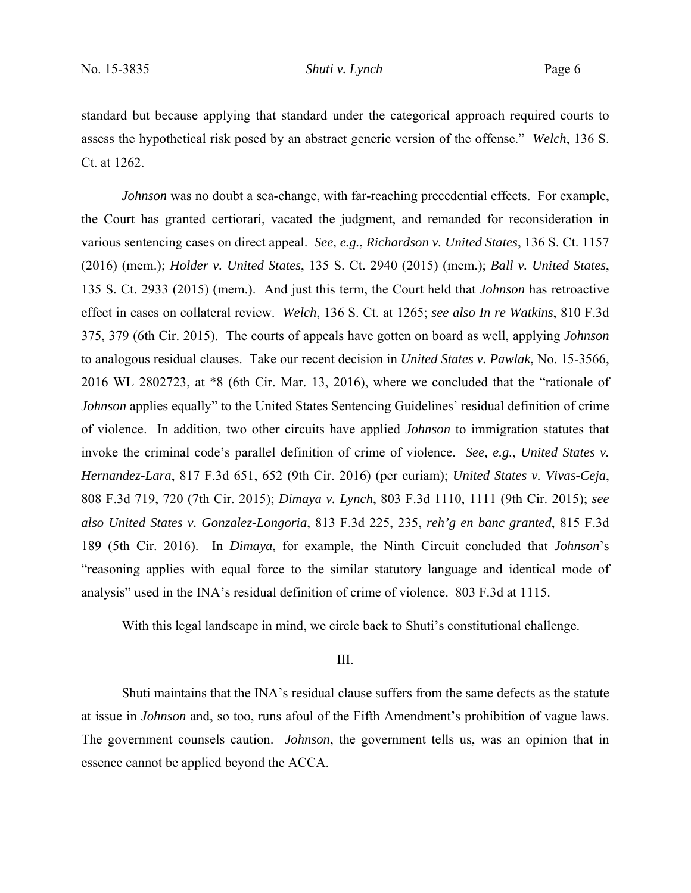standard but because applying that standard under the categorical approach required courts to assess the hypothetical risk posed by an abstract generic version of the offense." *Welch*, 136 S. Ct. at 1262.

*Johnson* was no doubt a sea-change, with far-reaching precedential effects. For example, the Court has granted certiorari, vacated the judgment, and remanded for reconsideration in various sentencing cases on direct appeal. *See, e.g.*, *Richardson v. United States*, 136 S. Ct. 1157 (2016) (mem.); *Holder v. United States*, 135 S. Ct. 2940 (2015) (mem.); *Ball v. United States*, 135 S. Ct. 2933 (2015) (mem.). And just this term, the Court held that *Johnson* has retroactive effect in cases on collateral review. *Welch*, 136 S. Ct. at 1265; *see also In re Watkins*, 810 F.3d 375, 379 (6th Cir. 2015). The courts of appeals have gotten on board as well, applying *Johnson* to analogous residual clauses. Take our recent decision in *United States v. Pawlak*, No. 15-3566, 2016 WL 2802723, at *8 (6th Cir. Mar. 13, 2016), where we concluded that the "rationale of *Johnson* applies equally" to the United States Sentencing Guidelines' residual definition of crime of violence. In addition, two other circuits have applied *Johnson* to immigration statutes that invoke the criminal code's parallel definition of crime of violence. *See, e.g.*, *United States v. Hernandez-Lara*, 817 F.3d 651, 652 (9th Cir. 2016) (per curiam); *United States v. Vivas-Ceja*, 808 F.3d 719, 720 (7th Cir. 2015); *Dimaya v. Lynch*, 803 F.3d 1110, 1111 (9th Cir. 2015); *see also United States v. Gonzalez-Longoria*, 813 F.3d 225, 235, *reh'g en banc granted*, 815 F.3d 189 (5th Cir. 2016). In *Dimaya*, for example, the Ninth Circuit concluded that *Johnson*'s "reasoning applies with equal force to the similar statutory language and identical mode of analysis" used in the INA's residual definition of crime of violence. 803 F.3d at 1115.

With this legal landscape in mind, we circle back to Shuti's constitutional challenge.

## III.

Shuti maintains that the INA's residual clause suffers from the same defects as the statute at issue in *Johnson* and, so too, runs afoul of the Fifth Amendment's prohibition of vague laws. The government counsels caution. *Johnson*, the government tells us, was an opinion that in essence cannot be applied beyond the ACCA.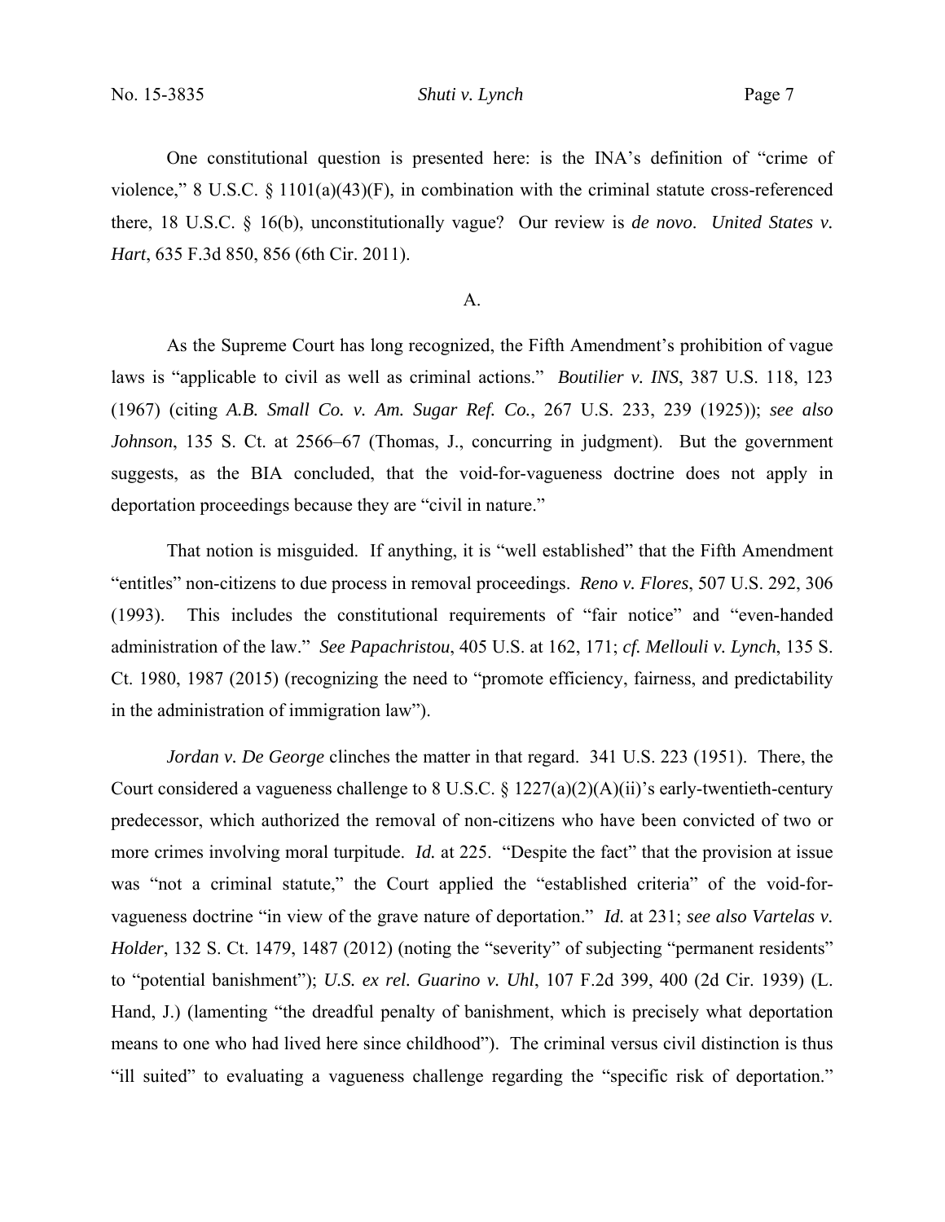One constitutional question is presented here: is the INA's definition of "crime of violence," 8 U.S.C. § 1101(a)(43)(F), in combination with the criminal statute cross-referenced there, 18 U.S.C. § 16(b), unconstitutionally vague? Our review is *de novo*. *United States v. Hart*, 635 F.3d 850, 856 (6th Cir. 2011).

A.

As the Supreme Court has long recognized, the Fifth Amendment's prohibition of vague laws is "applicable to civil as well as criminal actions." *Boutilier v. INS*, 387 U.S. 118, 123 (1967) (citing *A.B. Small Co. v. Am. Sugar Ref. Co.*, 267 U.S. 233, 239 (1925)); *see also Johnson*, 135 S. Ct. at 2566–67 (Thomas, J., concurring in judgment). But the government suggests, as the BIA concluded, that the void-for-vagueness doctrine does not apply in deportation proceedings because they are "civil in nature."

That notion is misguided. If anything, it is "well established" that the Fifth Amendment "entitles" non-citizens to due process in removal proceedings. *Reno v. Flores*, 507 U.S. 292, 306 (1993). This includes the constitutional requirements of "fair notice" and "even-handed administration of the law." *See Papachristou*, 405 U.S. at 162, 171; *cf. Mellouli v. Lynch*, 135 S. Ct. 1980, 1987 (2015) (recognizing the need to "promote efficiency, fairness, and predictability in the administration of immigration law").

*Jordan v. De George* clinches the matter in that regard. 341 U.S. 223 (1951). There, the Court considered a vagueness challenge to 8 U.S.C. § 1227(a)(2)(A)(ii)'s early-twentieth-century predecessor, which authorized the removal of non-citizens who have been convicted of two or more crimes involving moral turpitude. *Id.* at 225. "Despite the fact" that the provision at issue was "not a criminal statute," the Court applied the "established criteria" of the void-for-vagueness doctrine "in view of the grave nature of deportation." *Id.* at 231; *see also Vartelas v. Holder*, 132 S. Ct. 1479, 1487 (2012) (noting the "severity" of subjecting "permanent residents" to "potential banishment"); *U.S. ex rel. Guarino v. Uhl*, 107 F.2d 399, 400 (2d Cir. 1939) (L. Hand, J.) (lamenting "the dreadful penalty of banishment, which is precisely what deportation means to one who had lived here since childhood"). The criminal versus civil distinction is thus "ill suited" to evaluating a vagueness challenge regarding the "specific risk of deportation."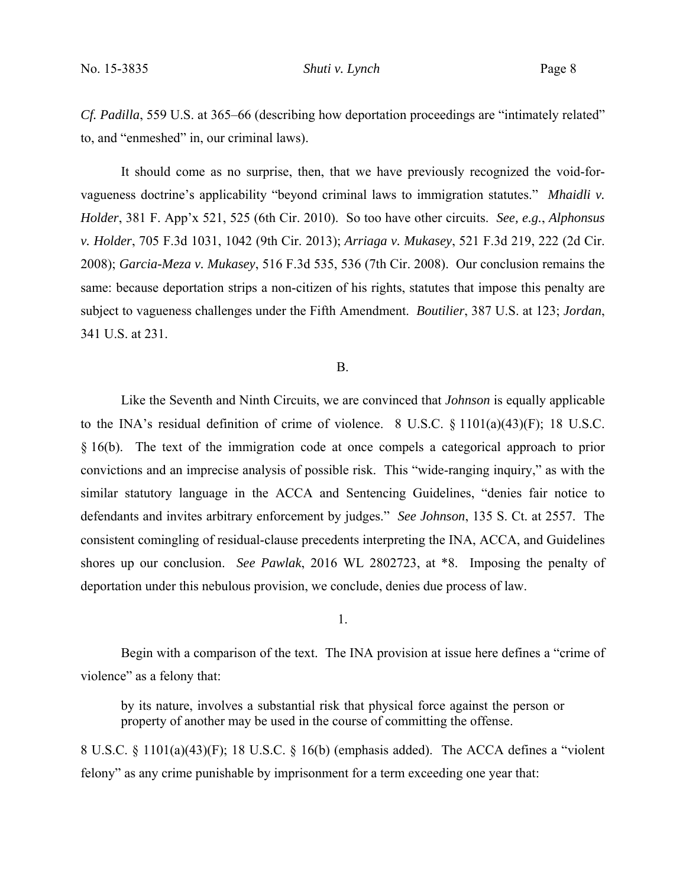*Cf. Padilla*, 559 U.S. at 365–66 (describing how deportation proceedings are "intimately related" to, and "enmeshed" in, our criminal laws).

It should come as no surprise, then, that we have previously recognized the void-for-vagueness doctrine's applicability "beyond criminal laws to immigration statutes." *Mhaidli v. Holder*, 381 F. App'x 521, 525 (6th Cir. 2010). So too have other circuits. *See, e.g.*, *Alphonsus v. Holder*, 705 F.3d 1031, 1042 (9th Cir. 2013); *Arriaga v. Mukasey*, 521 F.3d 219, 222 (2d Cir. 2008); *Garcia-Meza v. Mukasey*, 516 F.3d 535, 536 (7th Cir. 2008). Our conclusion remains the same: because deportation strips a non-citizen of his rights, statutes that impose this penalty are subject to vagueness challenges under the Fifth Amendment. *Boutilier*, 387 U.S. at 123; *Jordan*, 341 U.S. at 231.

B.

Like the Seventh and Ninth Circuits, we are convinced that *Johnson* is equally applicable to the INA's residual definition of crime of violence. 8 U.S.C. § 1101(a)(43)(F); 18 U.S.C. § 16(b). The text of the immigration code at once compels a categorical approach to prior convictions and an imprecise analysis of possible risk. This "wide-ranging inquiry," as with the similar statutory language in the ACCA and Sentencing Guidelines, "denies fair notice to defendants and invites arbitrary enforcement by judges." *See Johnson*, 135 S. Ct. at 2557. The consistent comingling of residual-clause precedents interpreting the INA, ACCA, and Guidelines shores up our conclusion. *See Pawlak*, 2016 WL 2802723, at \*8. Imposing the penalty of deportation under this nebulous provision, we conclude, denies due process of law.

1.

Begin with a comparison of the text. The INA provision at issue here defines a "crime of violence" as a felony that:

> by its nature, involves a substantial risk that physical force against the person or property of another may be used in the course of committing the offense.

8 U.S.C. § 1101(a)(43)(F); 18 U.S.C. § 16(b) (emphasis added). The ACCA defines a "violent felony" as any crime punishable by imprisonment for a term exceeding one year that: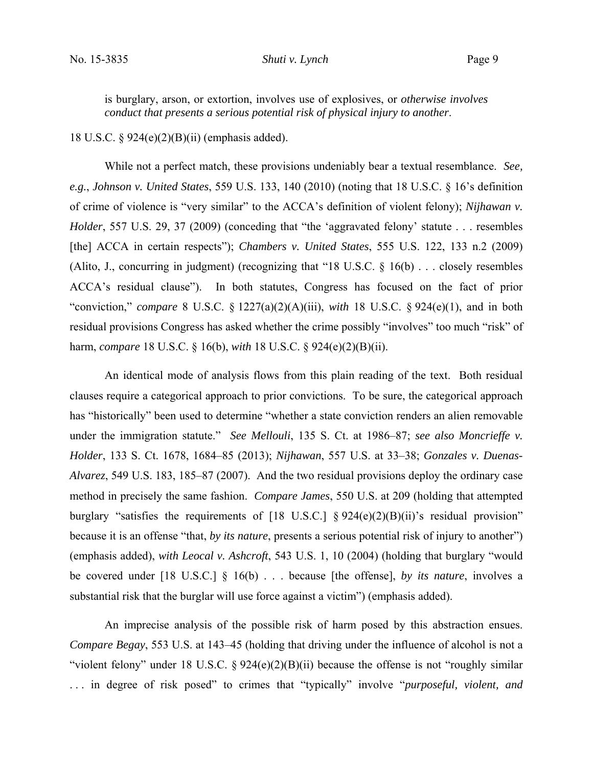> is burglary, arson, or extortion, involves use of explosives, or *otherwise involves conduct that presents a serious potential risk of physical injury to another*.

18 U.S.C. § 924(e)(2)(B)(ii) (emphasis added).

While not a perfect match, these provisions undeniably bear a textual resemblance. *See, e.g.*, *Johnson v. United States*, 559 U.S. 133, 140 (2010) (noting that 18 U.S.C. § 16's definition of crime of violence is "very similar" to the ACCA's definition of violent felony); *Nijhawan v. Holder*, 557 U.S. 29, 37 (2009) (conceding that "the 'aggravated felony' statute . . . resembles [the] ACCA in certain respects"); *Chambers v. United States*, 555 U.S. 122, 133 n.2 (2009) (Alito, J., concurring in judgment) (recognizing that "18 U.S.C. § 16(b) . . . closely resembles ACCA's residual clause"). In both statutes, Congress has focused on the fact of prior "conviction," *compare* 8 U.S.C. § 1227(a)(2)(A)(iii), *with* 18 U.S.C. § 924(e)(1), and in both residual provisions Congress has asked whether the crime possibly "involves" too much "risk" of harm, *compare* 18 U.S.C. § 16(b), *with* 18 U.S.C. § 924(e)(2)(B)(ii).

An identical mode of analysis flows from this plain reading of the text. Both residual clauses require a categorical approach to prior convictions. To be sure, the categorical approach has "historically" been used to determine "whether a state conviction renders an alien removable under the immigration statute." *See Mellouli*, 135 S. Ct. at 1986–87; *see also Moncrieffe v. Holder*, 133 S. Ct. 1678, 1684–85 (2013); *Nijhawan*, 557 U.S. at 33–38; *Gonzales v. Duenas-Alvarez*, 549 U.S. 183, 185–87 (2007). And the two residual provisions deploy the ordinary case method in precisely the same fashion. *Compare James*, 550 U.S. at 209 (holding that attempted burglary "satisfies the requirements of [18 U.S.C.] § 924(e)(2)(B)(ii)'s residual provision" because it is an offense "that, *by its nature*, presents a serious potential risk of injury to another") (emphasis added), *with Leocal v. Ashcroft*, 543 U.S. 1, 10 (2004) (holding that burglary "would be covered under [18 U.S.C.] § 16(b) . . . because [the offense], *by its nature*, involves a substantial risk that the burglar will use force against a victim") (emphasis added).

An imprecise analysis of the possible risk of harm posed by this abstraction ensues. *Compare Begay*, 553 U.S. at 143–45 (holding that driving under the influence of alcohol is not a "violent felony" under 18 U.S.C. § 924(e)(2)(B)(ii) because the offense is not "roughly similar . . . in degree of risk posed" to crimes that "typically" involve "*purposeful, violent, and*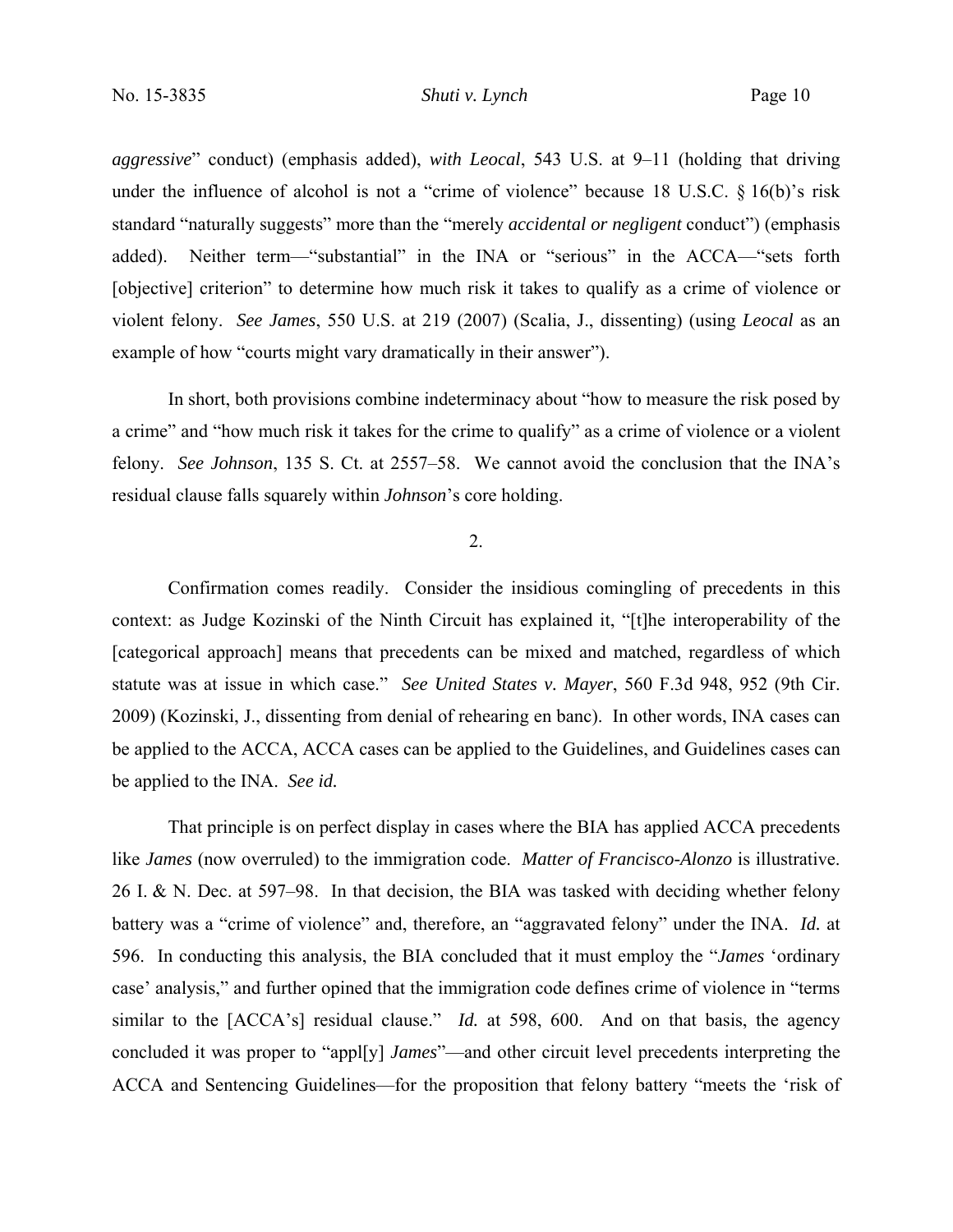*aggressive*" conduct) (emphasis added), *with Leocal*, 543 U.S. at 9–11 (holding that driving under the influence of alcohol is not a "crime of violence" because 18 U.S.C. § 16(b)'s risk standard "naturally suggests" more than the "merely *accidental or negligent* conduct") (emphasis added). Neither term—"substantial" in the INA or "serious" in the ACCA—"sets forth [objective] criterion" to determine how much risk it takes to qualify as a crime of violence or violent felony. *See James*, 550 U.S. at 219 (2007) (Scalia, J., dissenting) (using *Leocal* as an example of how "courts might vary dramatically in their answer").

In short, both provisions combine indeterminacy about "how to measure the risk posed by a crime" and "how much risk it takes for the crime to qualify" as a crime of violence or a violent felony. *See Johnson*, 135 S. Ct. at 2557–58. We cannot avoid the conclusion that the INA's residual clause falls squarely within *Johnson*'s core holding.

2.

Confirmation comes readily. Consider the insidious comingling of precedents in this context: as Judge Kozinski of the Ninth Circuit has explained it, "[t]he interoperability of the [categorical approach] means that precedents can be mixed and matched, regardless of which statute was at issue in which case." *See United States v. Mayer*, 560 F.3d 948, 952 (9th Cir. 2009) (Kozinski, J., dissenting from denial of rehearing en banc). In other words, INA cases can be applied to the ACCA, ACCA cases can be applied to the Guidelines, and Guidelines cases can be applied to the INA. *See id.*

That principle is on perfect display in cases where the BIA has applied ACCA precedents like *James* (now overruled) to the immigration code. *Matter of Francisco-Alonzo* is illustrative. 26 I. & N. Dec. at 597–98. In that decision, the BIA was tasked with deciding whether felony battery was a "crime of violence" and, therefore, an "aggravated felony" under the INA. *Id.* at 596. In conducting this analysis, the BIA concluded that it must employ the "*James* 'ordinary case' analysis," and further opined that the immigration code defines crime of violence in "terms similar to the [ACCA's] residual clause." *Id.* at 598, 600. And on that basis, the agency concluded it was proper to "appl[y] *James*"—and other circuit level precedents interpreting the ACCA and Sentencing Guidelines—for the proposition that felony battery "meets the 'risk of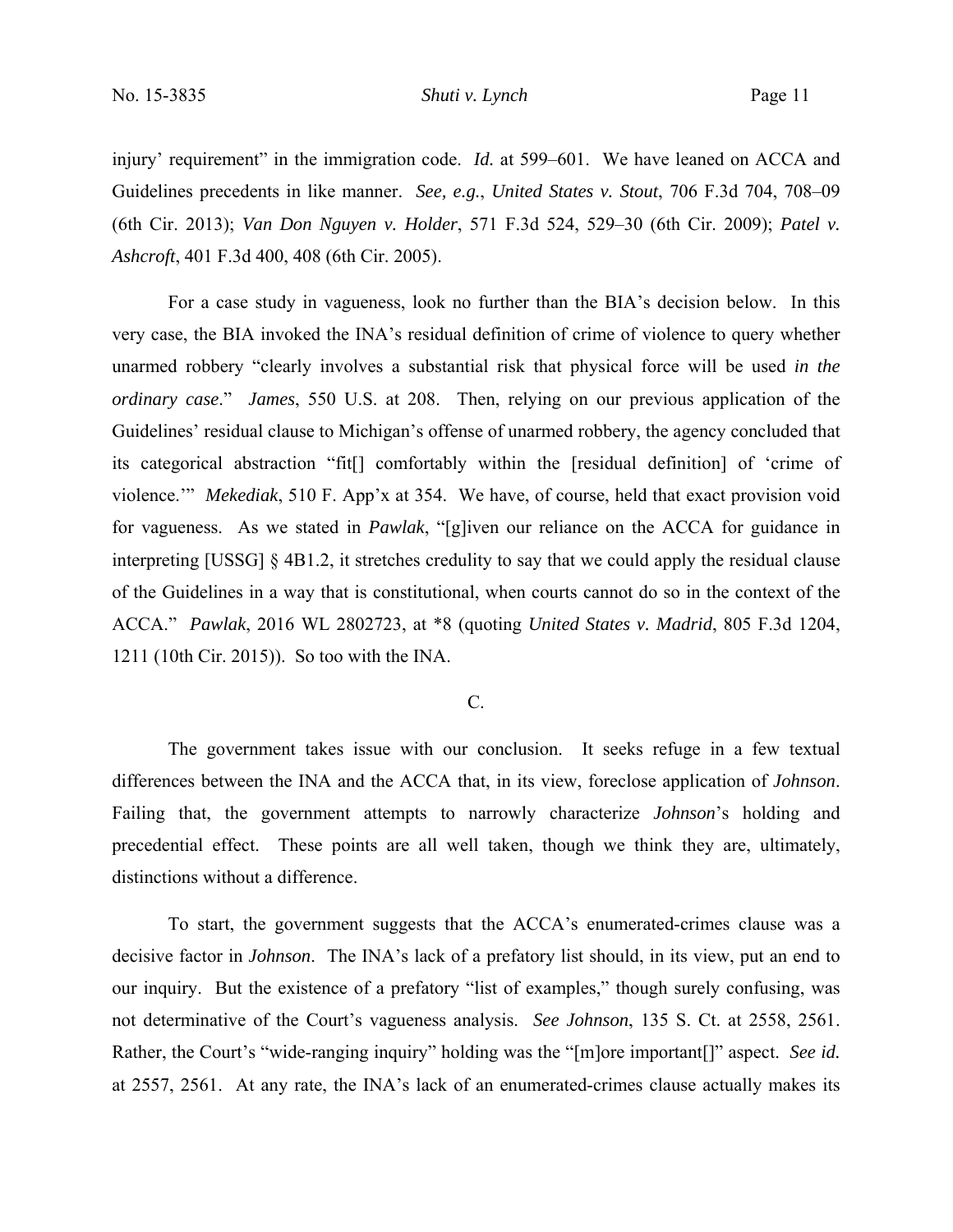injury' requirement" in the immigration code. *Id.* at 599–601. We have leaned on ACCA and Guidelines precedents in like manner. *See, e.g.*, *United States v. Stout*, 706 F.3d 704, 708–09 (6th Cir. 2013); *Van Don Nguyen v. Holder*, 571 F.3d 524, 529–30 (6th Cir. 2009); *Patel v. Ashcroft*, 401 F.3d 400, 408 (6th Cir. 2005).

For a case study in vagueness, look no further than the BIA's decision below. In this very case, the BIA invoked the INA's residual definition of crime of violence to query whether unarmed robbery "clearly involves a substantial risk that physical force will be used *in the ordinary case*." *James*, 550 U.S. at 208. Then, relying on our previous application of the Guidelines' residual clause to Michigan's offense of unarmed robbery, the agency concluded that its categorical abstraction "fit[] comfortably within the [residual definition] of 'crime of violence.'" *Mekediak*, 510 F. App'x at 354. We have, of course, held that exact provision void for vagueness. As we stated in *Pawlak*, "[g]iven our reliance on the ACCA for guidance in interpreting [USSG] § 4B1.2, it stretches credulity to say that we could apply the residual clause of the Guidelines in a way that is constitutional, when courts cannot do so in the context of the ACCA." *Pawlak*, 2016 WL 2802723, at *8 (quoting *United States v. Madrid*, 805 F.3d 1204, 1211 (10th Cir. 2015)). So too with the INA.

C.

The government takes issue with our conclusion. It seeks refuge in a few textual differences between the INA and the ACCA that, in its view, foreclose application of *Johnson*. Failing that, the government attempts to narrowly characterize *Johnson*'s holding and precedential effect. These points are all well taken, though we think they are, ultimately, distinctions without a difference.

To start, the government suggests that the ACCA's enumerated-crimes clause was a decisive factor in *Johnson*. The INA's lack of a prefatory list should, in its view, put an end to our inquiry. But the existence of a prefatory "list of examples," though surely confusing, was not determinative of the Court's vagueness analysis. *See Johnson*, 135 S. Ct. at 2558, 2561. Rather, the Court's "wide-ranging inquiry" holding was the "[m]ore important[]" aspect. *See id.* at 2557, 2561. At any rate, the INA's lack of an enumerated-crimes clause actually makes its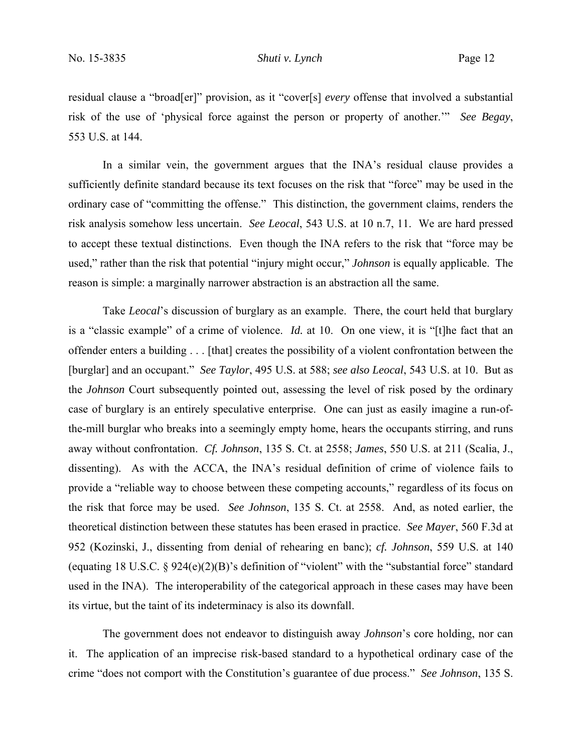residual clause a "broad[er]" provision, as it "cover[s] *every* offense that involved a substantial risk of the use of 'physical force against the person or property of another.'" *See Begay*, 553 U.S. at 144.

In a similar vein, the government argues that the INA's residual clause provides a sufficiently definite standard because its text focuses on the risk that "force" may be used in the ordinary case of "committing the offense." This distinction, the government claims, renders the risk analysis somehow less uncertain. *See Leocal*, 543 U.S. at 10 n.7, 11. We are hard pressed to accept these textual distinctions. Even though the INA refers to the risk that "force may be used," rather than the risk that potential "injury might occur," *Johnson* is equally applicable. The reason is simple: a marginally narrower abstraction is an abstraction all the same.

Take *Leocal*'s discussion of burglary as an example. There, the court held that burglary is a "classic example" of a crime of violence. *Id.* at 10. On one view, it is "[t]he fact that an offender enters a building . . . [that] creates the possibility of a violent confrontation between the [burglar] and an occupant." *See Taylor*, 495 U.S. at 588; *see also Leocal*, 543 U.S. at 10. But as the *Johnson* Court subsequently pointed out, assessing the level of risk posed by the ordinary case of burglary is an entirely speculative enterprise. One can just as easily imagine a run-of-the-mill burglar who breaks into a seemingly empty home, hears the occupants stirring, and runs away without confrontation. *Cf. Johnson*, 135 S. Ct. at 2558; *James*, 550 U.S. at 211 (Scalia, J., dissenting). As with the ACCA, the INA's residual definition of crime of violence fails to provide a "reliable way to choose between these competing accounts," regardless of its focus on the risk that force may be used. *See Johnson*, 135 S. Ct. at 2558. And, as noted earlier, the theoretical distinction between these statutes has been erased in practice. *See Mayer*, 560 F.3d at 952 (Kozinski, J., dissenting from denial of rehearing en banc); *cf. Johnson*, 559 U.S. at 140 (equating 18 U.S.C. § 924(e)(2)(B)'s definition of "violent" with the "substantial force" standard used in the INA). The interoperability of the categorical approach in these cases may have been its virtue, but the taint of its indeterminacy is also its downfall.

The government does not endeavor to distinguish away *Johnson*'s core holding, nor can it. The application of an imprecise risk-based standard to a hypothetical ordinary case of the crime "does not comport with the Constitution's guarantee of due process." *See Johnson*, 135 S.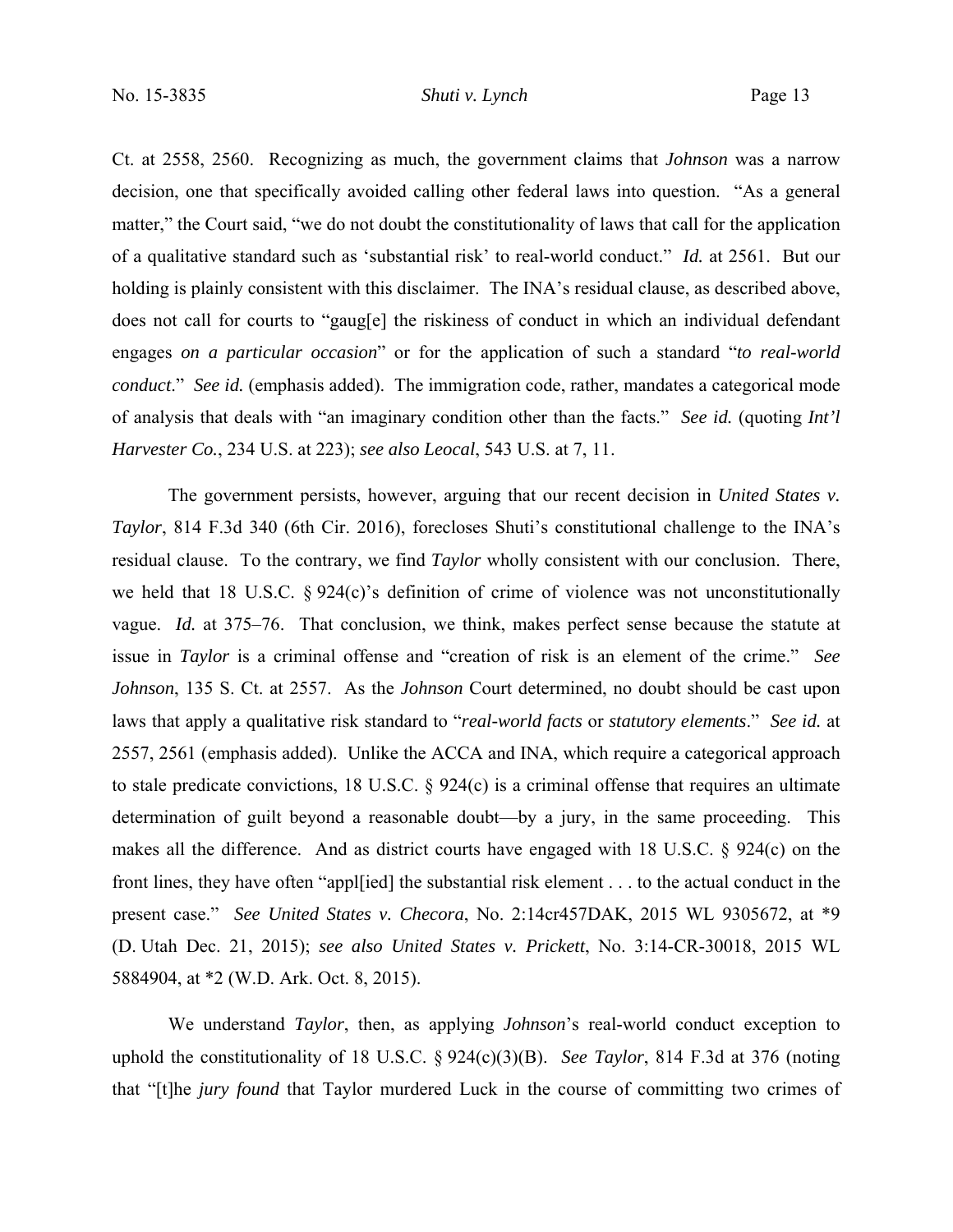Ct. at 2558, 2560. Recognizing as much, the government claims that *Johnson* was a narrow decision, one that specifically avoided calling other federal laws into question. "As a general matter," the Court said, "we do not doubt the constitutionality of laws that call for the application of a qualitative standard such as 'substantial risk' to real-world conduct." *Id.* at 2561. But our holding is plainly consistent with this disclaimer. The INA's residual clause, as described above, does not call for courts to "gaug[e] the riskiness of conduct in which an individual defendant engages *on a particular occasion*" or for the application of such a standard "*to real-world conduct*." *See id.* (emphasis added). The immigration code, rather, mandates a categorical mode of analysis that deals with "an imaginary condition other than the facts." *See id.* (quoting *Int'l Harvester Co.*, 234 U.S. at 223); *see also Leocal*, 543 U.S. at 7, 11.

The government persists, however, arguing that our recent decision in *United States v. Taylor*, 814 F.3d 340 (6th Cir. 2016), forecloses Shuti's constitutional challenge to the INA's residual clause. To the contrary, we find *Taylor* wholly consistent with our conclusion. There, we held that 18 U.S.C. § 924(c)'s definition of crime of violence was not unconstitutionally vague. *Id.* at 375–76. That conclusion, we think, makes perfect sense because the statute at issue in *Taylor* is a criminal offense and "creation of risk is an element of the crime." *See Johnson*, 135 S. Ct. at 2557. As the *Johnson* Court determined, no doubt should be cast upon laws that apply a qualitative risk standard to "*real-world facts* or *statutory elements*." *See id.* at 2557, 2561 (emphasis added). Unlike the ACCA and INA, which require a categorical approach to stale predicate convictions, 18 U.S.C. § 924(c) is a criminal offense that requires an ultimate determination of guilt beyond a reasonable doubt—by a jury, in the same proceeding. This makes all the difference. And as district courts have engaged with 18 U.S.C. § 924(c) on the front lines, they have often "appl[ied] the substantial risk element . . . to the actual conduct in the present case." *See United States v. Checora*, No. 2:14cr457DAK, 2015 WL 9305672, at *9 (D. Utah Dec. 21, 2015); *see also United States v. Prickett*, No. 3:14-CR-30018, 2015 WL 5884904, at *2 (W.D. Ark. Oct. 8, 2015).

We understand *Taylor*, then, as applying *Johnson*'s real-world conduct exception to uphold the constitutionality of 18 U.S.C. § 924(c)(3)(B). *See Taylor*, 814 F.3d at 376 (noting that "[t]he *jury found* that Taylor murdered Luck in the course of committing two crimes of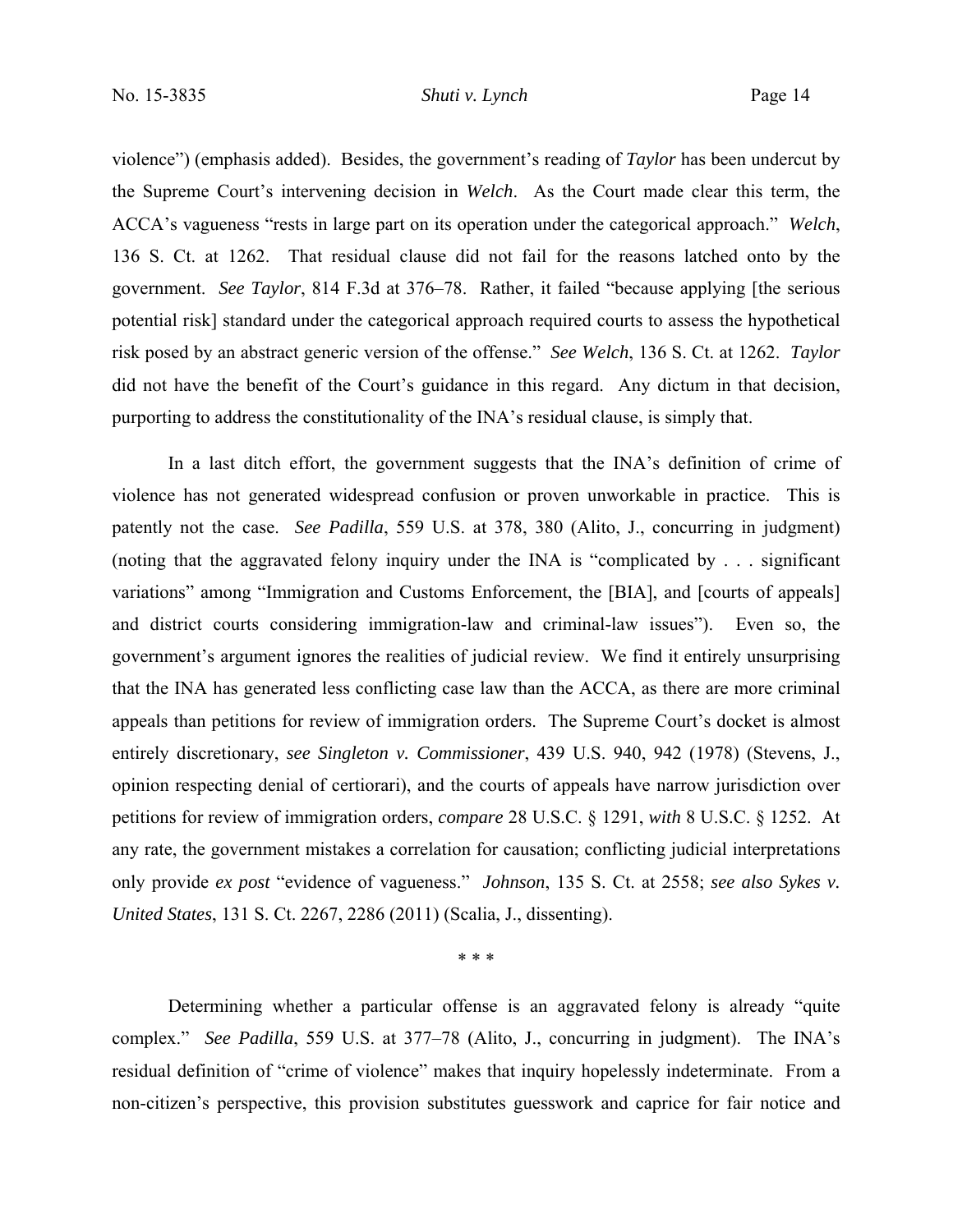violence") (emphasis added). Besides, the government's reading of *Taylor* has been undercut by the Supreme Court's intervening decision in *Welch*. As the Court made clear this term, the ACCA's vagueness "rests in large part on its operation under the categorical approach." *Welch*, 136 S. Ct. at 1262. That residual clause did not fail for the reasons latched onto by the government. *See Taylor*, 814 F.3d at 376–78. Rather, it failed "because applying [the serious potential risk] standard under the categorical approach required courts to assess the hypothetical risk posed by an abstract generic version of the offense." *See Welch*, 136 S. Ct. at 1262. *Taylor* did not have the benefit of the Court's guidance in this regard. Any dictum in that decision, purporting to address the constitutionality of the INA's residual clause, is simply that.

In a last ditch effort, the government suggests that the INA's definition of crime of violence has not generated widespread confusion or proven unworkable in practice. This is patently not the case. *See Padilla*, 559 U.S. at 378, 380 (Alito, J., concurring in judgment) (noting that the aggravated felony inquiry under the INA is "complicated by . . . significant variations" among "Immigration and Customs Enforcement, the [BIA], and [courts of appeals] and district courts considering immigration-law and criminal-law issues"). Even so, the government's argument ignores the realities of judicial review. We find it entirely unsurprising that the INA has generated less conflicting case law than the ACCA, as there are more criminal appeals than petitions for review of immigration orders. The Supreme Court's docket is almost entirely discretionary, *see Singleton v. Commissioner*, 439 U.S. 940, 942 (1978) (Stevens, J., opinion respecting denial of certiorari), and the courts of appeals have narrow jurisdiction over petitions for review of immigration orders, *compare* 28 U.S.C. § 1291, *with* 8 U.S.C. § 1252. At any rate, the government mistakes a correlation for causation; conflicting judicial interpretations only provide *ex post* "evidence of vagueness." *Johnson*, 135 S. Ct. at 2558; *see also Sykes v. United States*, 131 S. Ct. 2267, 2286 (2011) (Scalia, J., dissenting).

\* \* \*

Determining whether a particular offense is an aggravated felony is already "quite complex." *See Padilla*, 559 U.S. at 377–78 (Alito, J., concurring in judgment). The INA's residual definition of "crime of violence" makes that inquiry hopelessly indeterminate. From a non-citizen's perspective, this provision substitutes guesswork and caprice for fair notice and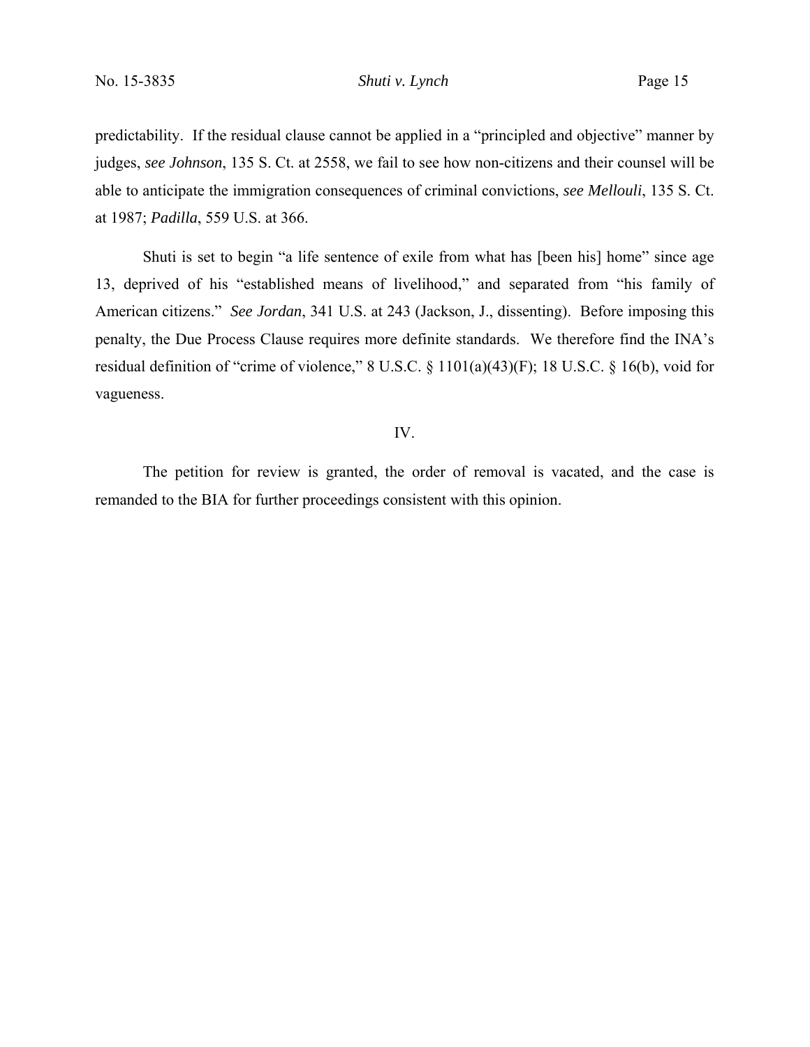predictability. If the residual clause cannot be applied in a "principled and objective" manner by judges, *see Johnson*, 135 S. Ct. at 2558, we fail to see how non-citizens and their counsel will be able to anticipate the immigration consequences of criminal convictions, *see Mellouli*, 135 S. Ct. at 1987; *Padilla*, 559 U.S. at 366.

Shuti is set to begin "a life sentence of exile from what has [been his] home" since age 13, deprived of his "established means of livelihood," and separated from "his family of American citizens." *See Jordan*, 341 U.S. at 243 (Jackson, J., dissenting). Before imposing this penalty, the Due Process Clause requires more definite standards. We therefore find the INA's residual definition of "crime of violence," 8 U.S.C. § 1101(a)(43)(F); 18 U.S.C. § 16(b), void for vagueness.

## IV.

The petition for review is granted, the order of removal is vacated, and the case is remanded to the BIA for further proceedings consistent with this opinion.